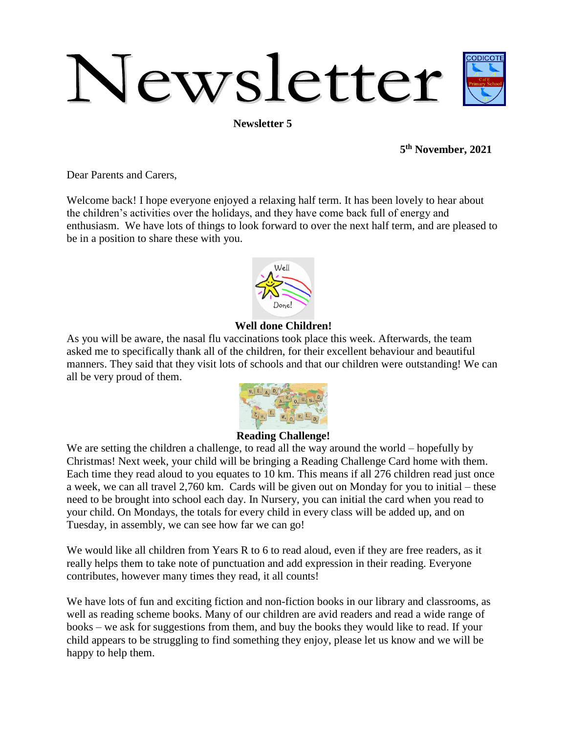# Newsletter

**Newsletter 5**

**5th November, 2021**

Dear Parents and Carers,

Welcome back! I hope everyone enjoyed a relaxing half term. It has been lovely to hear about the children's activities over the holidays, and they have come back full of energy and enthusiasm. We have lots of things to look forward to over the next half term, and are pleased to be in a position to share these with you.

## Well done Children!

As you will be aware, the nasal flu vaccinations took place this week. Afterwards, the team asked me to specifically thank all of the children, for their excellent behaviour and beautiful manners. They said that they visit lots of schools and that our children were outstanding! We can all be very proud of them.

## Reading Challenge!

We are setting the children a challenge, to read all the way around the world – hopefully by Christmas! Next week, your child will be bringing a Reading Challenge Card home with them. Each time they read aloud to you equates to 10 km. This means if all 276 children read just once a week, we can all travel 2,760 km. Cards will be given out on Monday for you to initial – these need to be brought into school each day. In Nursery, you can initial the card when you read to your child. On Mondays, the totals for every child in every class will be added up, and on Tuesday, in assembly, we can see how far we can go!

We would like all children from Years R to 6 to read aloud, even if they are free readers, as it really helps them to take note of punctuation and add expression in their reading. Everyone contributes, however many times they read, it all counts!

We have lots of fun and exciting fiction and non-fiction books in our library and classrooms, as well as reading scheme books. Many of our children are avid readers and read a wide range of books – we ask for suggestions from them, and buy the books they would like to read. If your child appears to be struggling to find something they enjoy, please let us know and we will be happy to help them.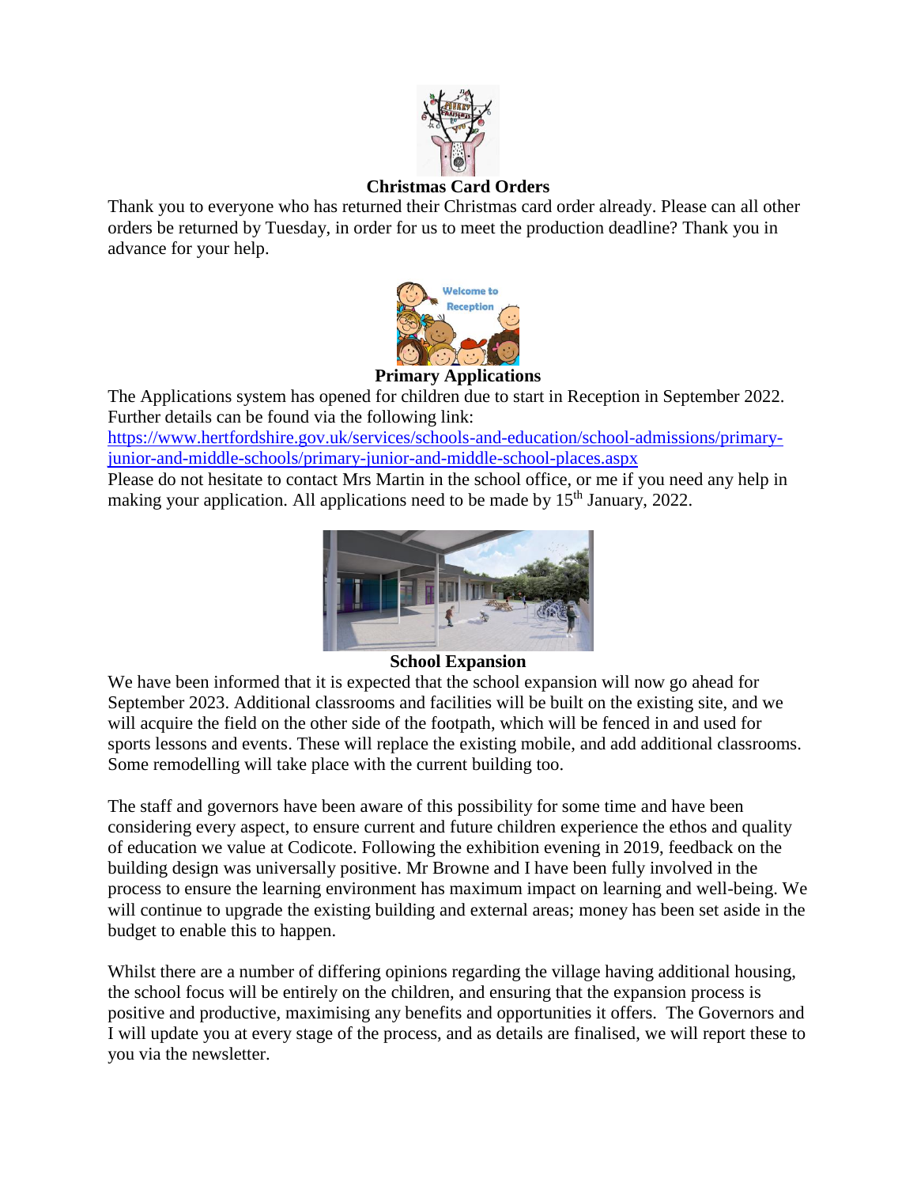## Christmas Card Orders

Thank you to everyone who has returned their Christmas card order already. Please can all other orders be returned by Tuesday, in order for us to meet the production deadline? Thank you in advance for your help.

## Primary Applications

The Applications system has opened for children due to start in Reception in September 2022. Further details can be found via the following link:

[https://www.hertfordshire.gov.uk/services/schools-and-education/school-admissions/primary-junior-and-middle-schools/primary-junior-and-middle-school-places.aspx](https://www.hertfordshire.gov.uk/services/schools-and-education/school-admissions/primary-junior-and-middle-schools/primary-junior-and-middle-school-places.aspx)

Please do not hesitate to contact Mrs Martin in the school office, or me if you need any help in making your application. All applications need to be made by 15th January, 2022.

## School Expansion

We have been informed that it is expected that the school expansion will now go ahead for September 2023. Additional classrooms and facilities will be built on the existing site, and we will acquire the field on the other side of the footpath, which will be fenced in and used for sports lessons and events. These will replace the existing mobile, and add additional classrooms. Some remodelling will take place with the current building too.

The staff and governors have been aware of this possibility for some time and have been considering every aspect, to ensure current and future children experience the ethos and quality of education we value at Codicote. Following the exhibition evening in 2019, feedback on the building design was universally positive. Mr Browne and I have been fully involved in the process to ensure the learning environment has maximum impact on learning and well-being. We will continue to upgrade the existing building and external areas; money has been set aside in the budget to enable this to happen.

Whilst there are a number of differing opinions regarding the village having additional housing, the school focus will be entirely on the children, and ensuring that the expansion process is positive and productive, maximising any benefits and opportunities it offers. The Governors and I will update you at every stage of the process, and as details are finalised, we will report these to you via the newsletter.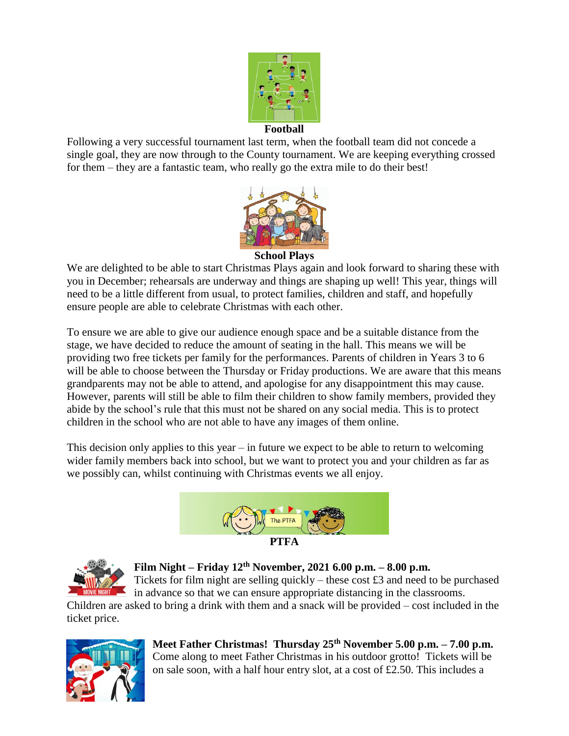**Football**

Following a very successful tournament last term, when the football team did not concede a single goal, they are now through to the County tournament. We are keeping everything crossed for them – they are a fantastic team, who really go the extra mile to do their best!

**School Plays**

We are delighted to be able to start Christmas Plays again and look forward to sharing these with you in December; rehearsals are underway and things are shaping up well! This year, things will need to be a little different from usual, to protect families, children and staff, and hopefully ensure people are able to celebrate Christmas with each other.

To ensure we are able to give our audience enough space and be a suitable distance from the stage, we have decided to reduce the amount of seating in the hall. This means we will be providing two free tickets per family for the performances. Parents of children in Years 3 to 6 will be able to choose between the Thursday or Friday productions. We are aware that this means grandparents may not be able to attend, and apologise for any disappointment this may cause. However, parents will still be able to film their children to show family members, provided they abide by the school's rule that this must not be shared on any social media. This is to protect children in the school who are not able to have any images of them online.

This decision only applies to this year – in future we expect to be able to return to welcoming wider family members back into school, but we want to protect you and your children as far as we possibly can, whilst continuing with Christmas events we all enjoy.

**PTFA**

**Film Night – Friday 12th November, 2021 6.00 p.m. – 8.00 p.m.**
Tickets for film night are selling quickly – these cost £3 and need to be purchased in advance so that we can ensure appropriate distancing in the classrooms. Children are asked to bring a drink with them and a snack will be provided – cost included in the ticket price.

**Meet Father Christmas! Thursday 25th November 5.00 p.m. – 7.00 p.m.**
Come along to meet Father Christmas in his outdoor grotto! Tickets will be on sale soon, with a half hour entry slot, at a cost of £2.50. This includes a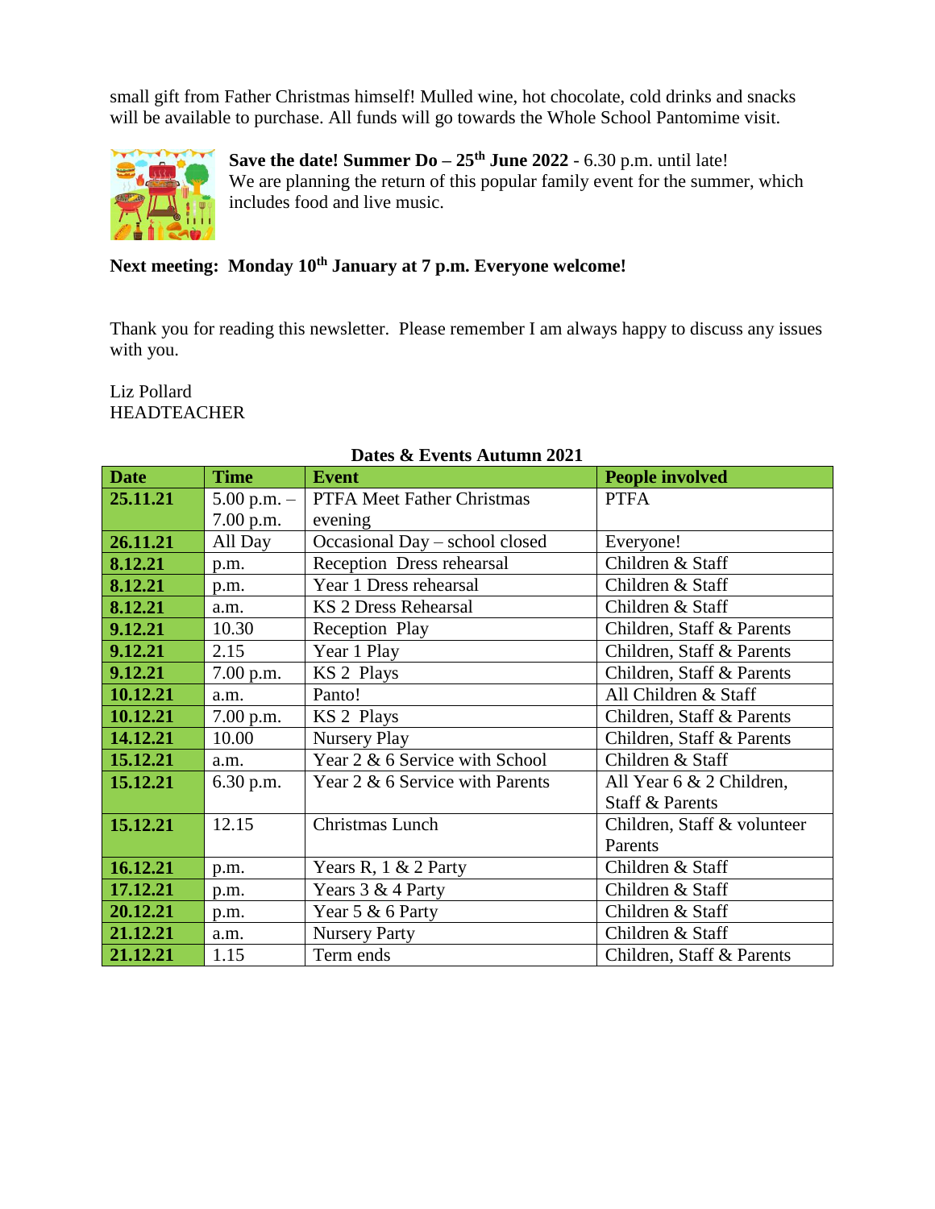small gift from Father Christmas himself! Mulled wine, hot chocolate, cold drinks and snacks will be available to purchase. All funds will go towards the Whole School Pantomime visit.

**Save the date! Summer Do – 25th June 2022** - 6.30 p.m. until late!
We are planning the return of this popular family event for the summer, which includes food and live music.

**Next meeting: Monday 10th January at 7 p.m. Everyone welcome!**

Thank you for reading this newsletter. Please remember I am always happy to discuss any issues with you.

Liz Pollard
HEADTEACHER

**Dates & Events Autumn 2021**

| Date | Time | Event | People involved |
|---|---|---|---|
| **25.11.21** | 5.00 p.m. – 7.00 p.m. | PTFA Meet Father Christmas evening | PTFA |
| **26.11.21** | All Day | Occasional Day – school closed | Everyone! |
| **8.12.21** | p.m. | Reception Dress rehearsal | Children & Staff |
| **8.12.21** | p.m. | Year 1 Dress rehearsal | Children & Staff |
| **8.12.21** | a.m. | KS 2 Dress Rehearsal | Children & Staff |
| **9.12.21** | 10.30 | Reception Play | Children, Staff & Parents |
| **9.12.21** | 2.15 | Year 1 Play | Children, Staff & Parents |
| **9.12.21** | 7.00 p.m. | KS 2 Plays | Children, Staff & Parents |
| **10.12.21** | a.m. | Panto! | All Children & Staff |
| **10.12.21** | 7.00 p.m. | KS 2 Plays | Children, Staff & Parents |
| **14.12.21** | 10.00 | Nursery Play | Children, Staff & Parents |
| **15.12.21** | a.m. | Year 2 & 6 Service with School | Children & Staff |
| **15.12.21** | 6.30 p.m. | Year 2 & 6 Service with Parents | All Year 6 & 2 Children, Staff & Parents |
| **15.12.21** | 12.15 | Christmas Lunch | Children, Staff & volunteer Parents |
| **16.12.21** | p.m. | Years R, 1 & 2 Party | Children & Staff |
| **17.12.21** | p.m. | Years 3 & 4 Party | Children & Staff |
| **20.12.21** | p.m. | Year 5 & 6 Party | Children & Staff |
| **21.12.21** | a.m. | Nursery Party | Children & Staff |
| **21.12.21** | 1.15 | Term ends | Children, Staff & Parents |